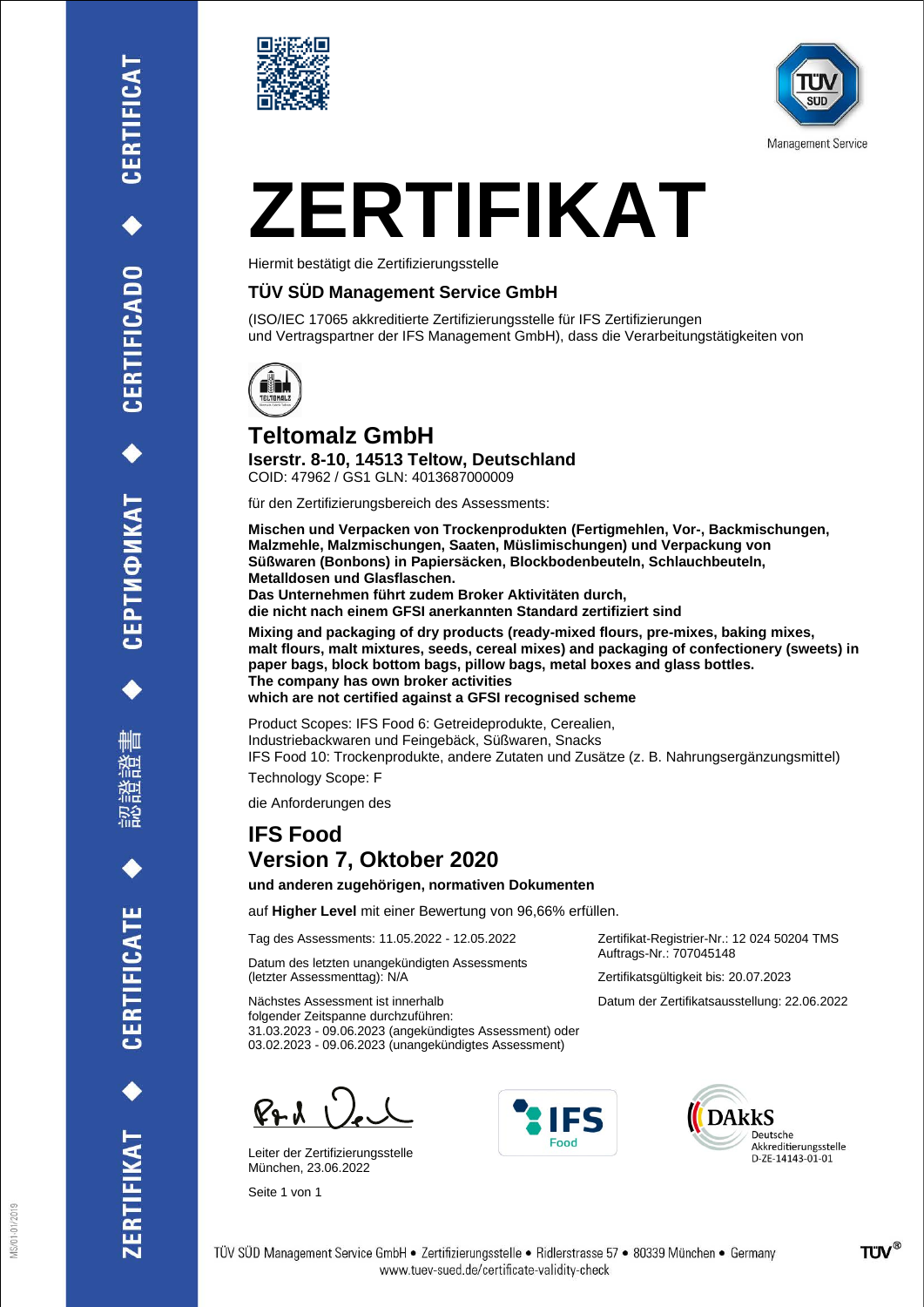# ZERTIFIKAT

Hiermit bestätigt die Zertifizierungsstelle

**TÜV SÜD Management Service GmbH**

(ISO/IEC 17065 akkreditierte Zertifizierungsstelle für IFS Zertifizierungen und Vertragspartner der IFS Management GmbH), dass die Verarbeitungstätigkeiten von

## Teltomalz GmbH

**Iserstr. 8-10, 14513 Teltow, Deutschland**
COID: 47962 / GS1 GLN: 4013687000009

für den Zertifizierungsbereich des Assessments:

**Mischen und Verpacken von Trockenprodukten (Fertigmehlen, Vor-, Backmischungen, Malzmehle, Malzmischungen, Saaten, Müslimischungen) und Verpackung von Süßwaren (Bonbons) in Papiersäcken, Blockbodenbeuteln, Schlauchbeuteln, Metalldosen und Glasflaschen.**
**Das Unternehmen führt zudem Broker Aktivitäten durch, die nicht nach einem GFSI anerkannten Standard zertifiziert sind**

**Mixing and packaging of dry products (ready-mixed flours, pre-mixes, baking mixes, malt flours, malt mixtures, seeds, cereal mixes) and packaging of confectionery (sweets) in paper bags, block bottom bags, pillow bags, metal boxes and glass bottles.**
**The company has own broker activities which are not certified against a GFSI recognised scheme**

Product Scopes: IFS Food 6: Getreideprodukte, Cerealien, Industriebackwaren und Feingebäck, Süßwaren, Snacks
IFS Food 10: Trockenprodukte, andere Zutaten und Zusätze (z. B. Nahrungsergänzungsmittel)

Technology Scope: F

die Anforderungen des

## IFS Food
## Version 7, Oktober 2020

**und anderen zugehörigen, normativen Dokumenten**

auf **Higher Level** mit einer Bewertung von 96,66% erfüllen.

Tag des Assessments: 11.05.2022 - 12.05.2022

Datum des letzten unangekündigten Assessments (letzter Assessmenttag): N/A

Nächstes Assessment ist innerhalb folgender Zeitspanne durchzuführen:
31.03.2023 - 09.06.2023 (angekündigtes Assessment) oder
03.02.2023 - 09.06.2023 (unangekündigtes Assessment)

Zertifikat-Registrier-Nr.: 12 024 50204 TMS
Auftrags-Nr.: 707045148

Zertifikatsgültigkeit bis: 20.07.2023

Datum der Zertifikatsausstellung: 22.06.2022

Leiter der Zertifizierungsstelle
München, 23.06.2022

DAkkS Deutsche Akkreditierungsstelle D-ZE-14143-01-01

TÜV SÜD Management Service GmbH • Zertifizierungsstelle • Ridlerstrasse 57 • 80339 München • Germany
www.tuev-sued.de/certificate-validity-check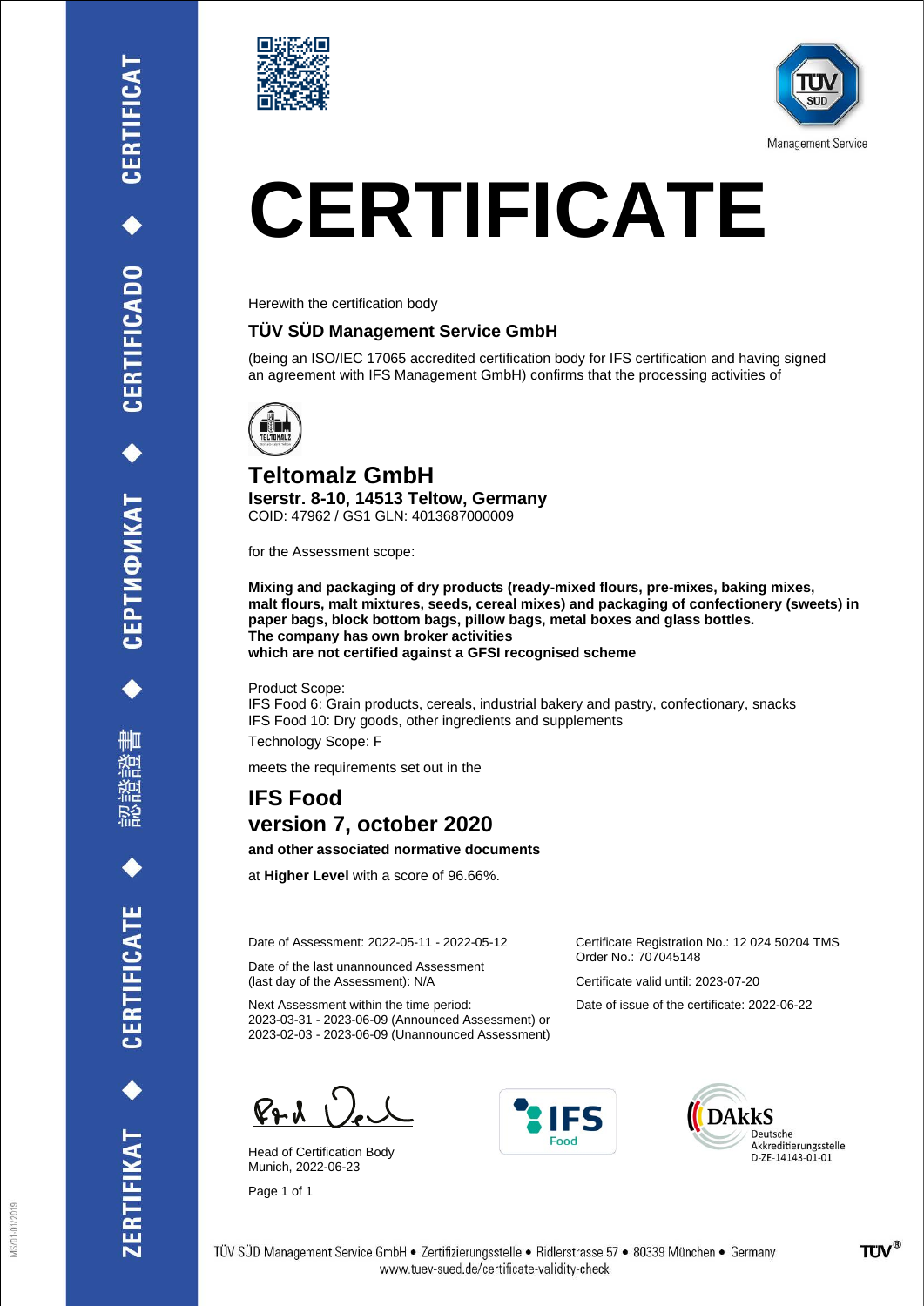# CERTIFICATE

Herewith the certification body

### TÜV SÜD Management Service GmbH

(being an ISO/IEC 17065 accredited certification body for IFS certification and having signed an agreement with IFS Management GmbH) confirms that the processing activities of

## Teltomalz GmbH

**Iserstr. 8-10, 14513 Teltow, Germany**

COID: 47962 / GS1 GLN: 4013687000009

for the Assessment scope:

**Mixing and packaging of dry products (ready-mixed flours, pre-mixes, baking mixes, malt flours, malt mixtures, seeds, cereal mixes) and packaging of confectionery (sweets) in paper bags, block bottom bags, pillow bags, metal boxes and glass bottles.**
**The company has own broker activities**
**which are not certified against a GFSI recognised scheme**

Product Scope:
IFS Food 6: Grain products, cereals, industrial bakery and pastry, confectionary, snacks
IFS Food 10: Dry goods, other ingredients and supplements

Technology Scope: F

meets the requirements set out in the

## IFS Food
## version 7, october 2020

**and other associated normative documents**

at **Higher Level** with a score of 96.66%.

Date of Assessment: 2022-05-11 - 2022-05-12

Date of the last unannounced Assessment
(last day of the Assessment): N/A

Next Assessment within the time period:
2023-03-31 - 2023-06-09 (Announced Assessment) or
2023-02-03 - 2023-06-09 (Unannounced Assessment)

Certificate Registration No.: 12 024 50204 TMS
Order No.: 707045148

Certificate valid until: 2023-07-20

Date of issue of the certificate: 2022-06-22

Head of Certification Body
Munich, 2022-06-23

DAkkS
Deutsche
Akkreditierungsstelle
D-ZE-14143-01-01

TÜV SÜD Management Service GmbH • Zertifizierungsstelle • Ridlerstrasse 57 • 80339 München • Germany
www.tuev-sued.de/certificate-validity-check